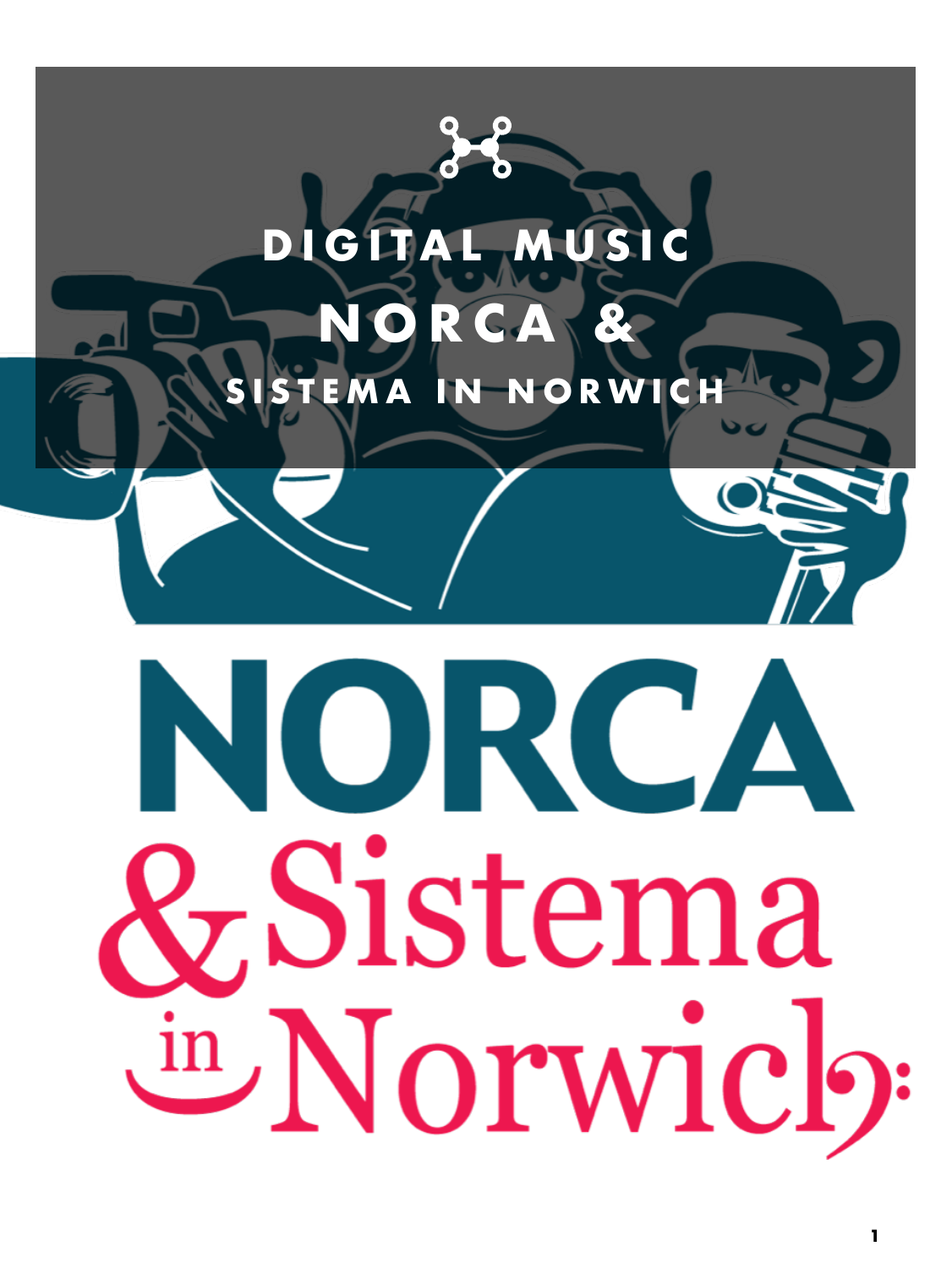# DIGITAL MUSIC

## NORCA &

### SISTEMA IN NORWICH

NORCA

& Sistema in Norwich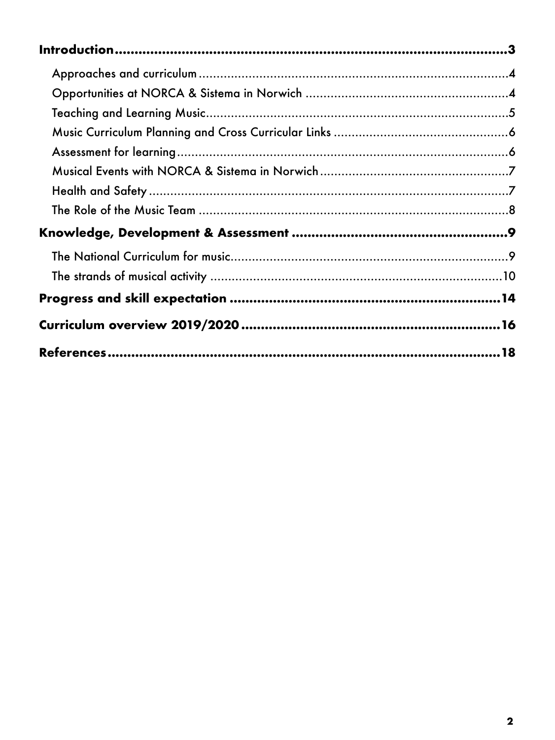**Introduction**......................................................................................3

Approaches and curriculum......................................................................4

Opportunities at NORCA & Sistema in Norwich.........................................4

Teaching and Learning Music....................................................................5

Music Curriculum Planning and Cross Curricular Links................................6

Assessment for learning............................................................................6

Musical Events with NORCA & Sistema in Norwich....................................7

Health and Safety.....................................................................................7

The Role of the Music Team.......................................................................8

**Knowledge, Development & Assessment**......................................................9

The National Curriculum for music.............................................................9

The strands of musical activity..................................................................10

**Progress and skill expectation**....................................................................14

**Curriculum overview 2019/2020**................................................................16

**References**..............................................................................................18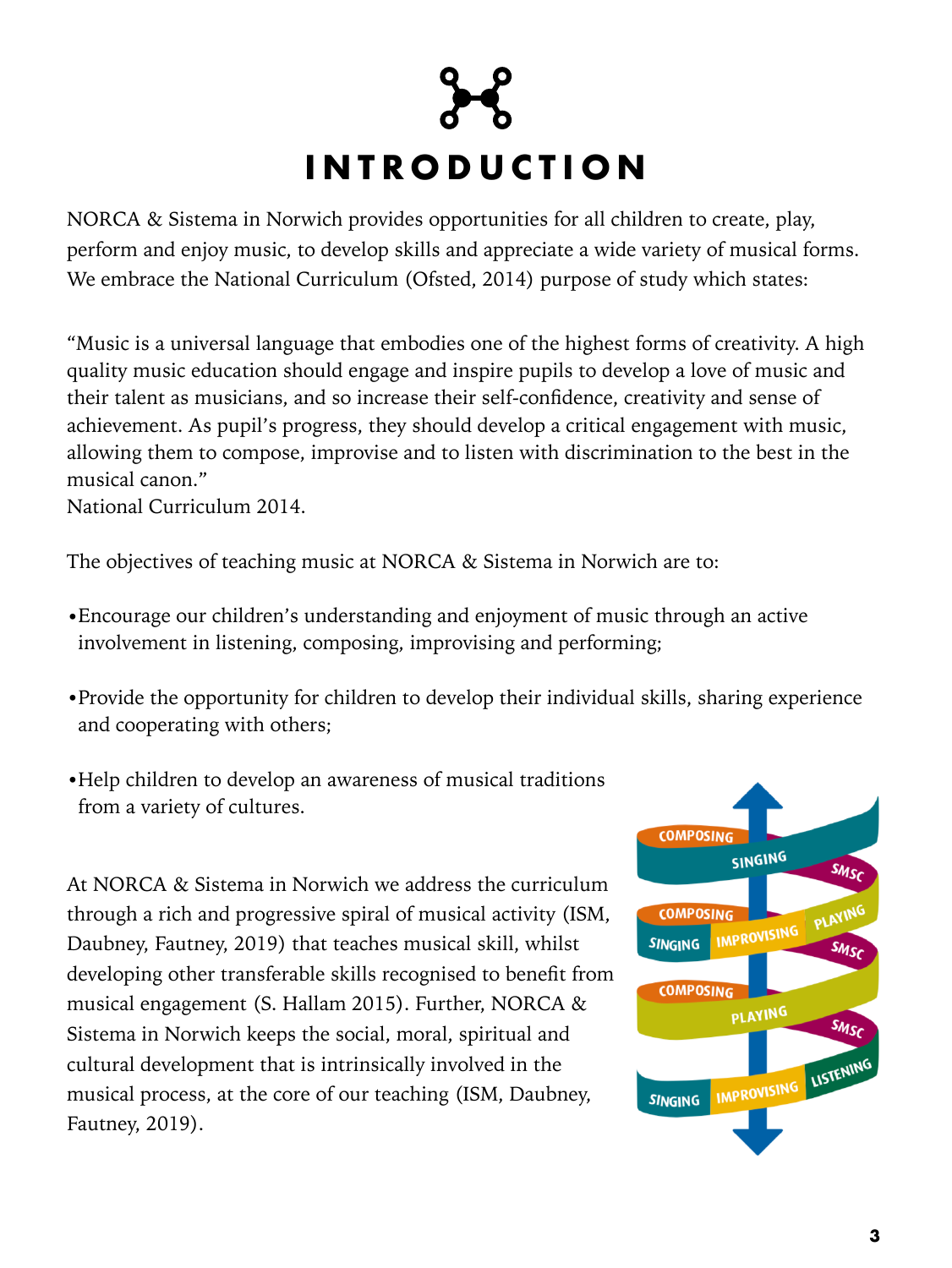# INTRODUCTION

NORCA & Sistema in Norwich provides opportunities for all children to create, play, perform and enjoy music, to develop skills and appreciate a wide variety of musical forms. We embrace the National Curriculum (Ofsted, 2014) purpose of study which states:

"Music is a universal language that embodies one of the highest forms of creativity. A high quality music education should engage and inspire pupils to develop a love of music and their talent as musicians, and so increase their self-confidence, creativity and sense of achievement. As pupil's progress, they should develop a critical engagement with music, allowing them to compose, improvise and to listen with discrimination to the best in the musical canon."
National Curriculum 2014.

The objectives of teaching music at NORCA & Sistema in Norwich are to:

- Encourage our children's understanding and enjoyment of music through an active involvement in listening, composing, improvising and performing;
- Provide the opportunity for children to develop their individual skills, sharing experience and cooperating with others;
- Help children to develop an awareness of musical traditions from a variety of cultures.

At NORCA & Sistema in Norwich we address the curriculum through a rich and progressive spiral of musical activity (ISM, Daubney, Fautney, 2019) that teaches musical skill, whilst developing other transferable skills recognised to benefit from musical engagement (S. Hallam 2015). Further, NORCA & Sistema in Norwich keeps the social, moral, spiritual and cultural development that is intrinsically involved in the musical process, at the core of our teaching (ISM, Daubney, Fautney, 2019).

COMPOSING
SINGING
SMSC
COMPOSING
SINGING
IMPROVISING
PLAYING
SMSC
COMPOSING
PLAYING
SMSC
SINGING
IMPROVISING
LISTENING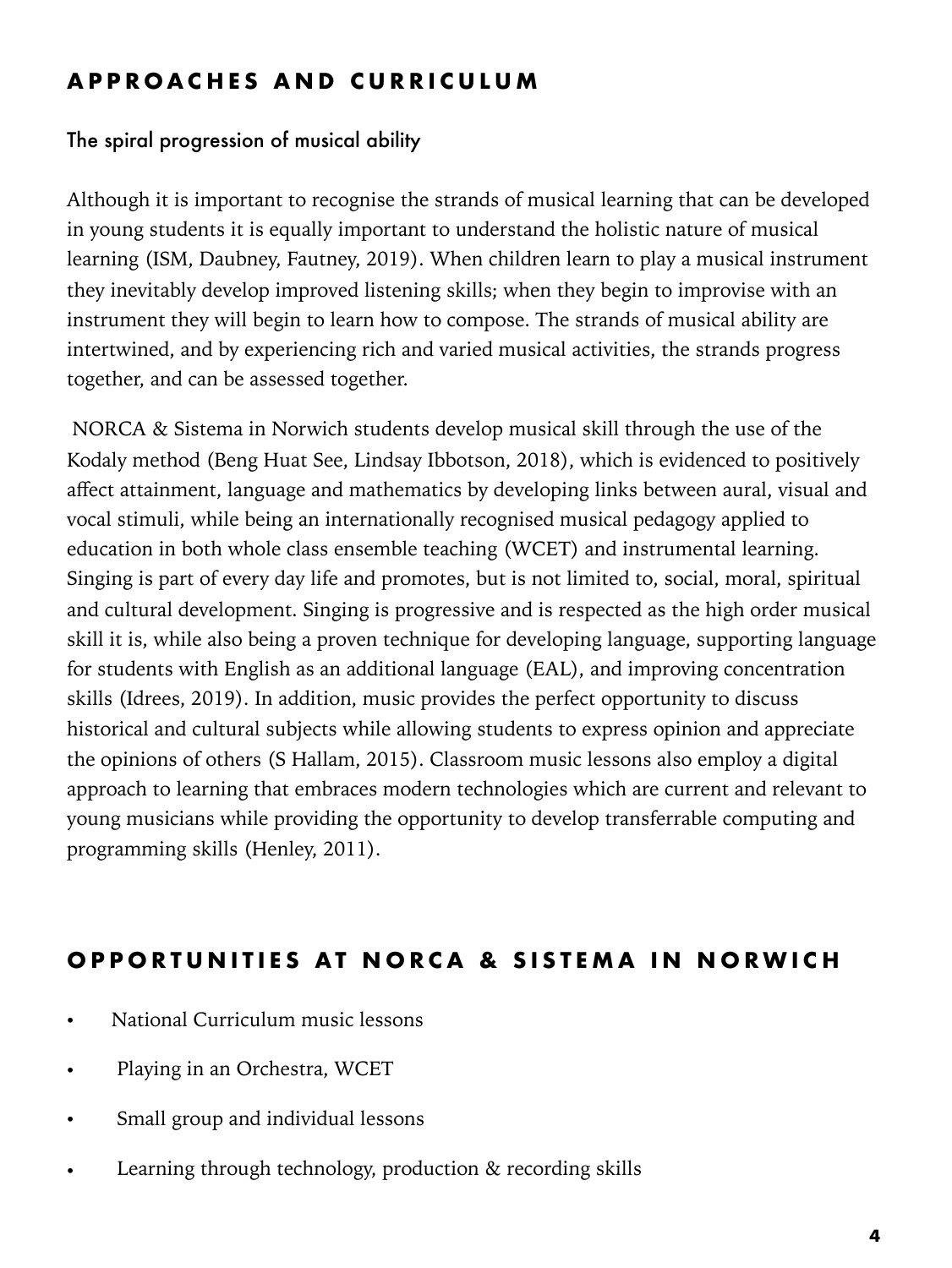## APPROACHES AND CURRICULUM

### The spiral progression of musical ability

Although it is important to recognise the strands of musical learning that can be developed in young students it is equally important to understand the holistic nature of musical learning (ISM, Daubney, Fautney, 2019). When children learn to play a musical instrument they inevitably develop improved listening skills; when they begin to improvise with an instrument they will begin to learn how to compose. The strands of musical ability are intertwined, and by experiencing rich and varied musical activities, the strands progress together, and can be assessed together.

NORCA & Sistema in Norwich students develop musical skill through the use of the Kodaly method (Beng Huat See, Lindsay Ibbotson, 2018), which is evidenced to positively affect attainment, language and mathematics by developing links between aural, visual and vocal stimuli, while being an internationally recognised musical pedagogy applied to education in both whole class ensemble teaching (WCET) and instrumental learning. Singing is part of every day life and promotes, but is not limited to, social, moral, spiritual and cultural development. Singing is progressive and is respected as the high order musical skill it is, while also being a proven technique for developing language, supporting language for students with English as an additional language (EAL), and improving concentration skills (Idrees, 2019). In addition, music provides the perfect opportunity to discuss historical and cultural subjects while allowing students to express opinion and appreciate the opinions of others (S Hallam, 2015). Classroom music lessons also employ a digital approach to learning that embraces modern technologies which are current and relevant to young musicians while providing the opportunity to develop transferrable computing and programming skills (Henley, 2011).

## OPPORTUNITIES AT NORCA & SISTEMA IN NORWICH

- National Curriculum music lessons
- Playing in an Orchestra, WCET
- Small group and individual lessons
- Learning through technology, production & recording skills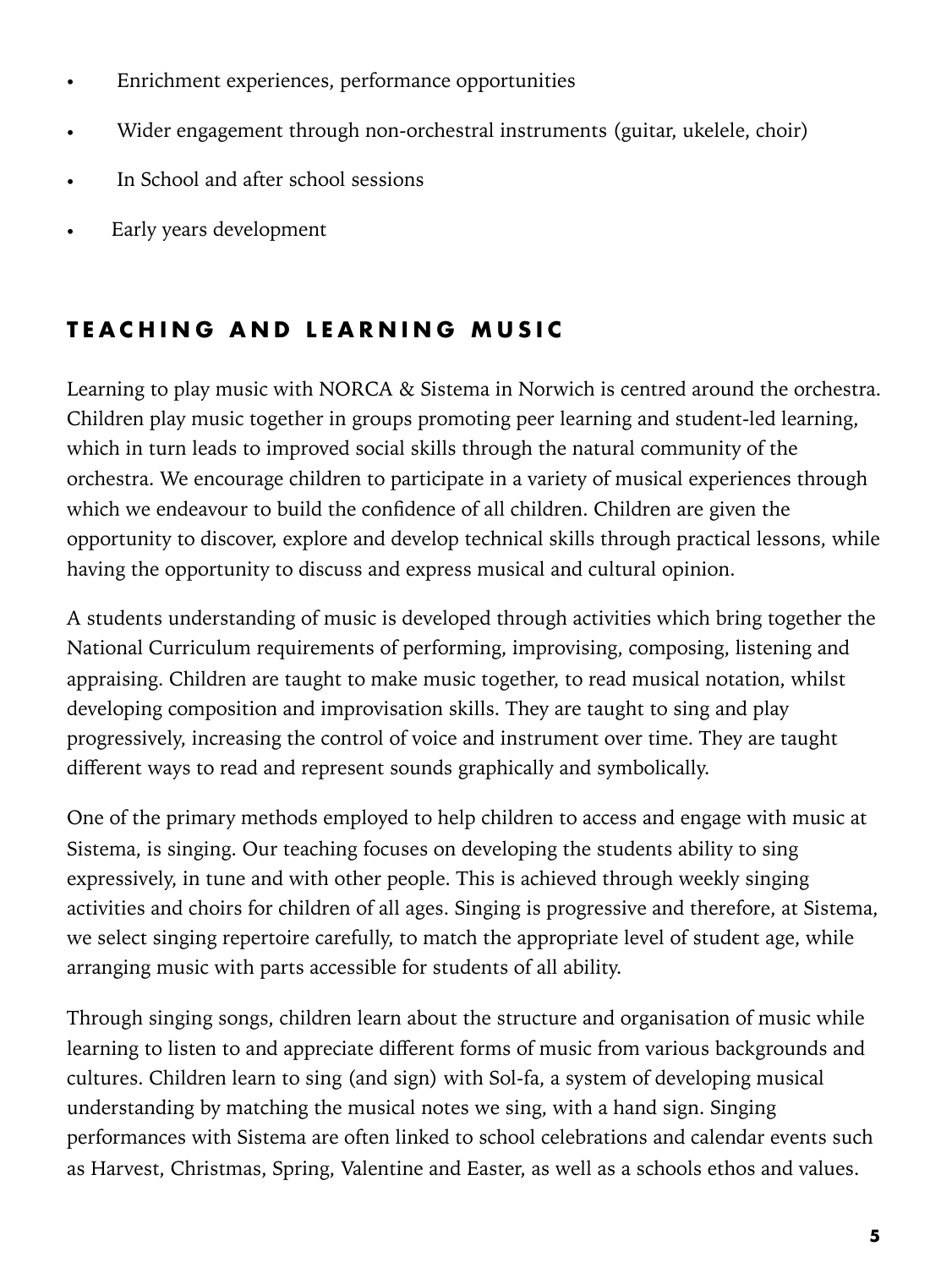- Enrichment experiences, performance opportunities
- Wider engagement through non-orchestral instruments (guitar, ukelele, choir)
- In School and after school sessions
- Early years development

## TEACHING AND LEARNING MUSIC

Learning to play music with NORCA & Sistema in Norwich is centred around the orchestra. Children play music together in groups promoting peer learning and student-led learning, which in turn leads to improved social skills through the natural community of the orchestra. We encourage children to participate in a variety of musical experiences through which we endeavour to build the confidence of all children. Children are given the opportunity to discover, explore and develop technical skills through practical lessons, while having the opportunity to discuss and express musical and cultural opinion.

A students understanding of music is developed through activities which bring together the National Curriculum requirements of performing, improvising, composing, listening and appraising. Children are taught to make music together, to read musical notation, whilst developing composition and improvisation skills. They are taught to sing and play progressively, increasing the control of voice and instrument over time. They are taught different ways to read and represent sounds graphically and symbolically.

One of the primary methods employed to help children to access and engage with music at Sistema, is singing. Our teaching focuses on developing the students ability to sing expressively, in tune and with other people. This is achieved through weekly singing activities and choirs for children of all ages. Singing is progressive and therefore, at Sistema, we select singing repertoire carefully, to match the appropriate level of student age, while arranging music with parts accessible for students of all ability.

Through singing songs, children learn about the structure and organisation of music while learning to listen to and appreciate different forms of music from various backgrounds and cultures. Children learn to sing (and sign) with Sol-fa, a system of developing musical understanding by matching the musical notes we sing, with a hand sign. Singing performances with Sistema are often linked to school celebrations and calendar events such as Harvest, Christmas, Spring, Valentine and Easter, as well as a schools ethos and values.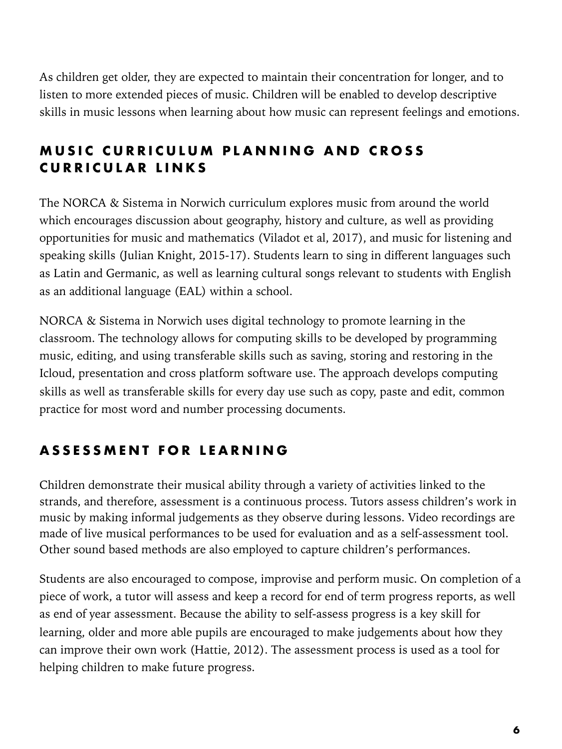As children get older, they are expected to maintain their concentration for longer, and to listen to more extended pieces of music. Children will be enabled to develop descriptive skills in music lessons when learning about how music can represent feelings and emotions.

## MUSIC CURRICULUM PLANNING AND CROSS CURRICULAR LINKS

The NORCA & Sistema in Norwich curriculum explores music from around the world which encourages discussion about geography, history and culture, as well as providing opportunities for music and mathematics (Viladot et al, 2017), and music for listening and speaking skills (Julian Knight, 2015-17). Students learn to sing in different languages such as Latin and Germanic, as well as learning cultural songs relevant to students with English as an additional language (EAL) within a school.

NORCA & Sistema in Norwich uses digital technology to promote learning in the classroom. The technology allows for computing skills to be developed by programming music, editing, and using transferable skills such as saving, storing and restoring in the Icloud, presentation and cross platform software use. The approach develops computing skills as well as transferable skills for every day use such as copy, paste and edit, common practice for most word and number processing documents.

## ASSESSMENT FOR LEARNING

Children demonstrate their musical ability through a variety of activities linked to the strands, and therefore, assessment is a continuous process. Tutors assess children's work in music by making informal judgements as they observe during lessons. Video recordings are made of live musical performances to be used for evaluation and as a self-assessment tool. Other sound based methods are also employed to capture children's performances.

Students are also encouraged to compose, improvise and perform music. On completion of a piece of work, a tutor will assess and keep a record for end of term progress reports, as well as end of year assessment. Because the ability to self-assess progress is a key skill for learning, older and more able pupils are encouraged to make judgements about how they can improve their own work (Hattie, 2012). The assessment process is used as a tool for helping children to make future progress.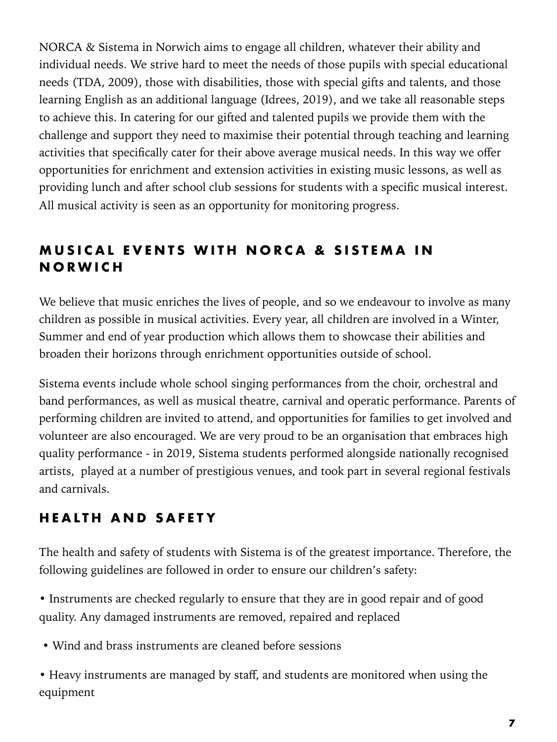NORCA & Sistema in Norwich aims to engage all children, whatever their ability and individual needs. We strive hard to meet the needs of those pupils with special educational needs (TDA, 2009), those with disabilities, those with special gifts and talents, and those learning English as an additional language (Idrees, 2019), and we take all reasonable steps to achieve this. In catering for our gifted and talented pupils we provide them with the challenge and support they need to maximise their potential through teaching and learning activities that specifically cater for their above average musical needs. In this way we offer opportunities for enrichment and extension activities in existing music lessons, as well as providing lunch and after school club sessions for students with a specific musical interest. All musical activity is seen as an opportunity for monitoring progress.

## MUSICAL EVENTS WITH NORCA & SISTEMA IN NORWICH

We believe that music enriches the lives of people, and so we endeavour to involve as many children as possible in musical activities. Every year, all children are involved in a Winter, Summer and end of year production which allows them to showcase their abilities and broaden their horizons through enrichment opportunities outside of school.

Sistema events include whole school singing performances from the choir, orchestral and band performances, as well as musical theatre, carnival and operatic performance. Parents of performing children are invited to attend, and opportunities for families to get involved and volunteer are also encouraged. We are very proud to be an organisation that embraces high quality performance - in 2019, Sistema students performed alongside nationally recognised artists, played at a number of prestigious venues, and took part in several regional festivals and carnivals.

## HEALTH AND SAFETY

The health and safety of students with Sistema is of the greatest importance. Therefore, the following guidelines are followed in order to ensure our children's safety:

- Instruments are checked regularly to ensure that they are in good repair and of good quality. Any damaged instruments are removed, repaired and replaced
- Wind and brass instruments are cleaned before sessions
- Heavy instruments are managed by staff, and students are monitored when using the equipment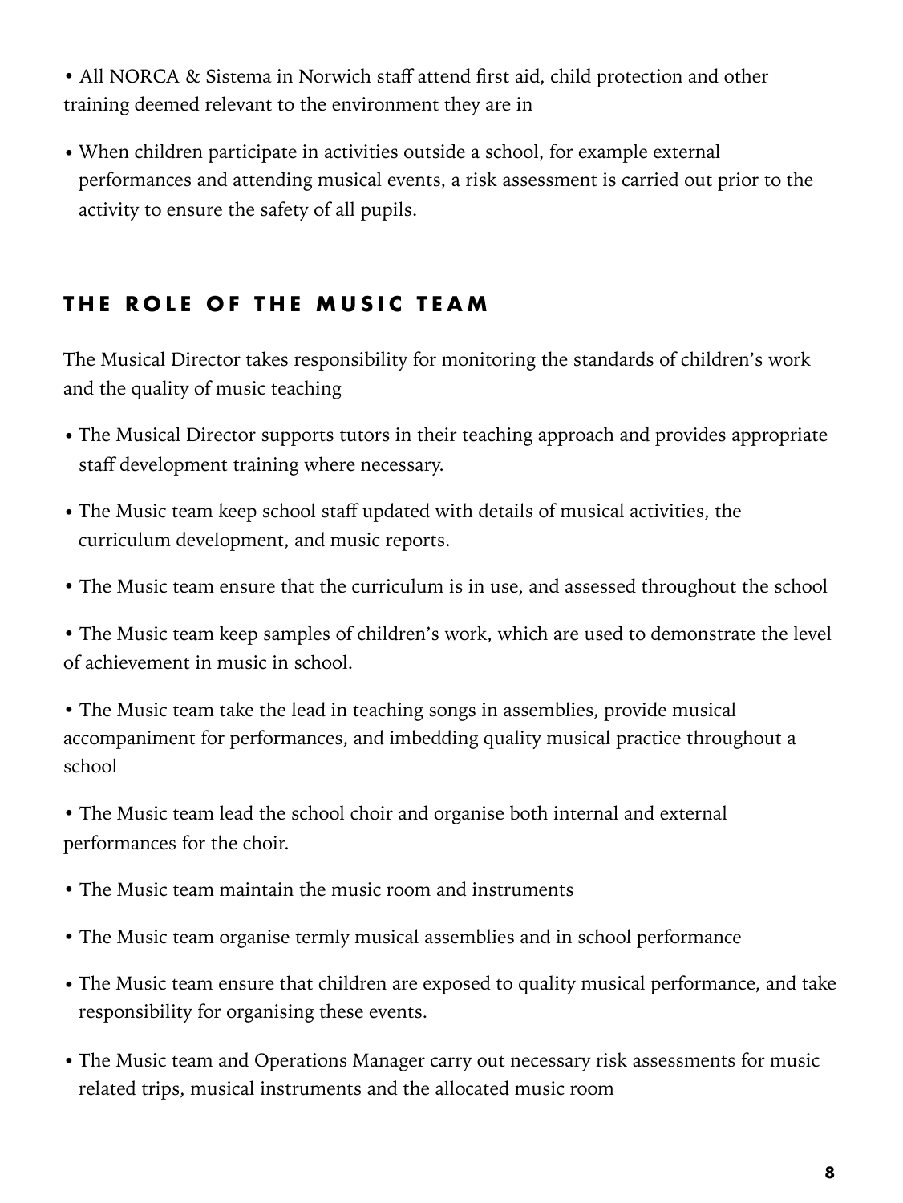- All NORCA & Sistema in Norwich staff attend first aid, child protection and other training deemed relevant to the environment they are in
- When children participate in activities outside a school, for example external performances and attending musical events, a risk assessment is carried out prior to the activity to ensure the safety of all pupils.

## THE ROLE OF THE MUSIC TEAM

The Musical Director takes responsibility for monitoring the standards of children's work and the quality of music teaching

- The Musical Director supports tutors in their teaching approach and provides appropriate staff development training where necessary.
- The Music team keep school staff updated with details of musical activities, the curriculum development, and music reports.
- The Music team ensure that the curriculum is in use, and assessed throughout the school
- The Music team keep samples of children's work, which are used to demonstrate the level of achievement in music in school.
- The Music team take the lead in teaching songs in assemblies, provide musical accompaniment for performances, and imbedding quality musical practice throughout a school
- The Music team lead the school choir and organise both internal and external performances for the choir.
- The Music team maintain the music room and instruments
- The Music team organise termly musical assemblies and in school performance
- The Music team ensure that children are exposed to quality musical performance, and take responsibility for organising these events.
- The Music team and Operations Manager carry out necessary risk assessments for music related trips, musical instruments and the allocated music room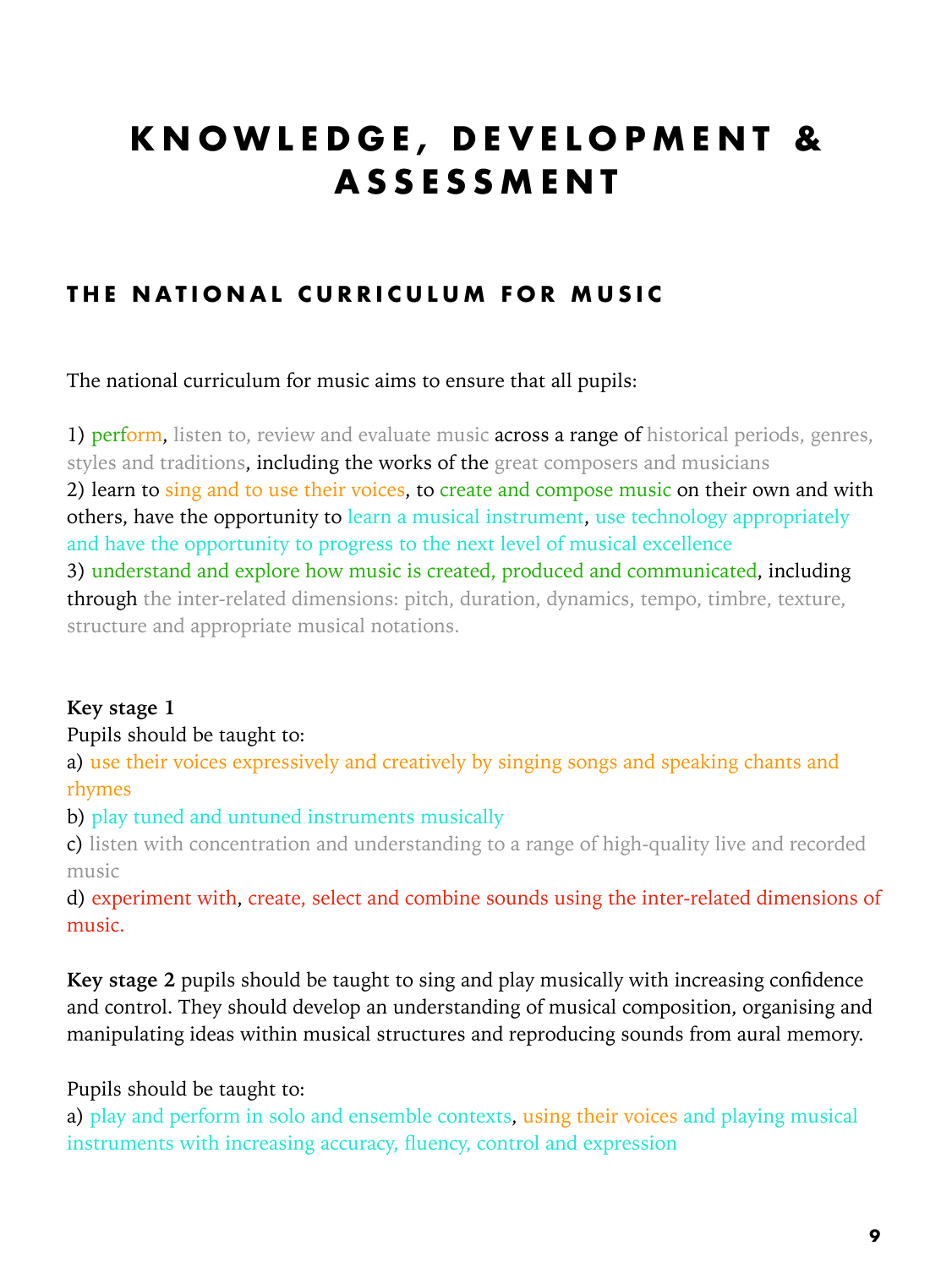# KNOWLEDGE, DEVELOPMENT & ASSESSMENT

## THE NATIONAL CURRICULUM FOR MUSIC

The national curriculum for music aims to ensure that all pupils:

1) perform, listen to, review and evaluate music across a range of historical periods, genres, styles and traditions, including the works of the great composers and musicians
2) learn to sing and to use their voices, to create and compose music on their own and with others, have the opportunity to learn a musical instrument, use technology appropriately and have the opportunity to progress to the next level of musical excellence
3) understand and explore how music is created, produced and communicated, including through the inter-related dimensions: pitch, duration, dynamics, tempo, timbre, texture, structure and appropriate musical notations.

**Key stage 1**
Pupils should be taught to:
a) use their voices expressively and creatively by singing songs and speaking chants and rhymes
b) play tuned and untuned instruments musically
c) listen with concentration and understanding to a range of high-quality live and recorded music
d) experiment with, create, select and combine sounds using the inter-related dimensions of music.

**Key stage 2** pupils should be taught to sing and play musically with increasing confidence and control. They should develop an understanding of musical composition, organising and manipulating ideas within musical structures and reproducing sounds from aural memory.

Pupils should be taught to:
a) play and perform in solo and ensemble contexts, using their voices and playing musical instruments with increasing accuracy, fluency, control and expression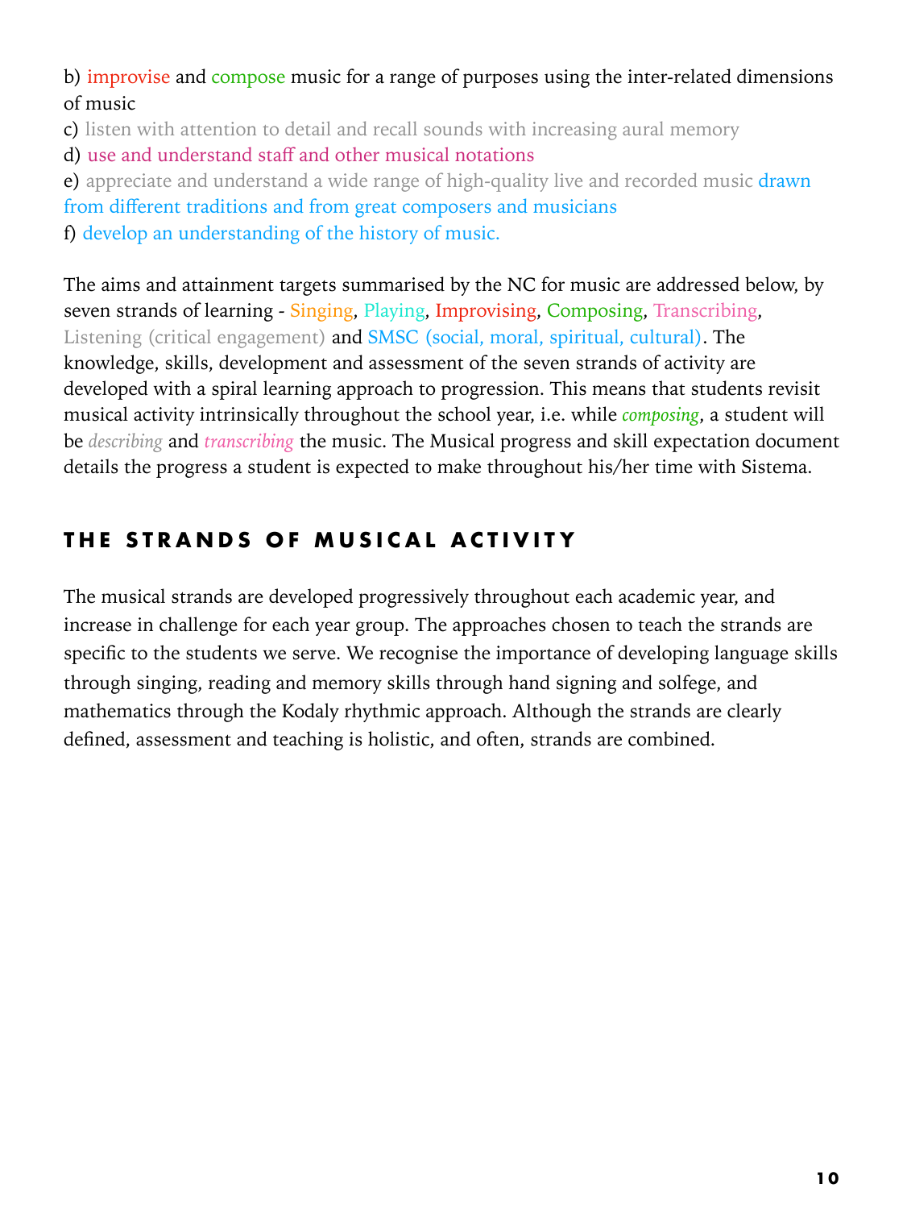b) improvise and compose music for a range of purposes using the inter-related dimensions of music

c) listen with attention to detail and recall sounds with increasing aural memory

d) use and understand staff and other musical notations

e) appreciate and understand a wide range of high-quality live and recorded music drawn from different traditions and from great composers and musicians

f) develop an understanding of the history of music.

The aims and attainment targets summarised by the NC for music are addressed below, by seven strands of learning - Singing, Playing, Improvising, Composing, Transcribing, Listening (critical engagement) and SMSC (social, moral, spiritual, cultural). The knowledge, skills, development and assessment of the seven strands of activity are developed with a spiral learning approach to progression. This means that students revisit musical activity intrinsically throughout the school year, i.e. while *composing*, a student will be *describing* and *transcribing* the music. The Musical progress and skill expectation document details the progress a student is expected to make throughout his/her time with Sistema.

## THE STRANDS OF MUSICAL ACTIVITY

The musical strands are developed progressively throughout each academic year, and increase in challenge for each year group. The approaches chosen to teach the strands are specific to the students we serve. We recognise the importance of developing language skills through singing, reading and memory skills through hand signing and solfege, and mathematics through the Kodaly rhythmic approach. Although the strands are clearly defined, assessment and teaching is holistic, and often, strands are combined.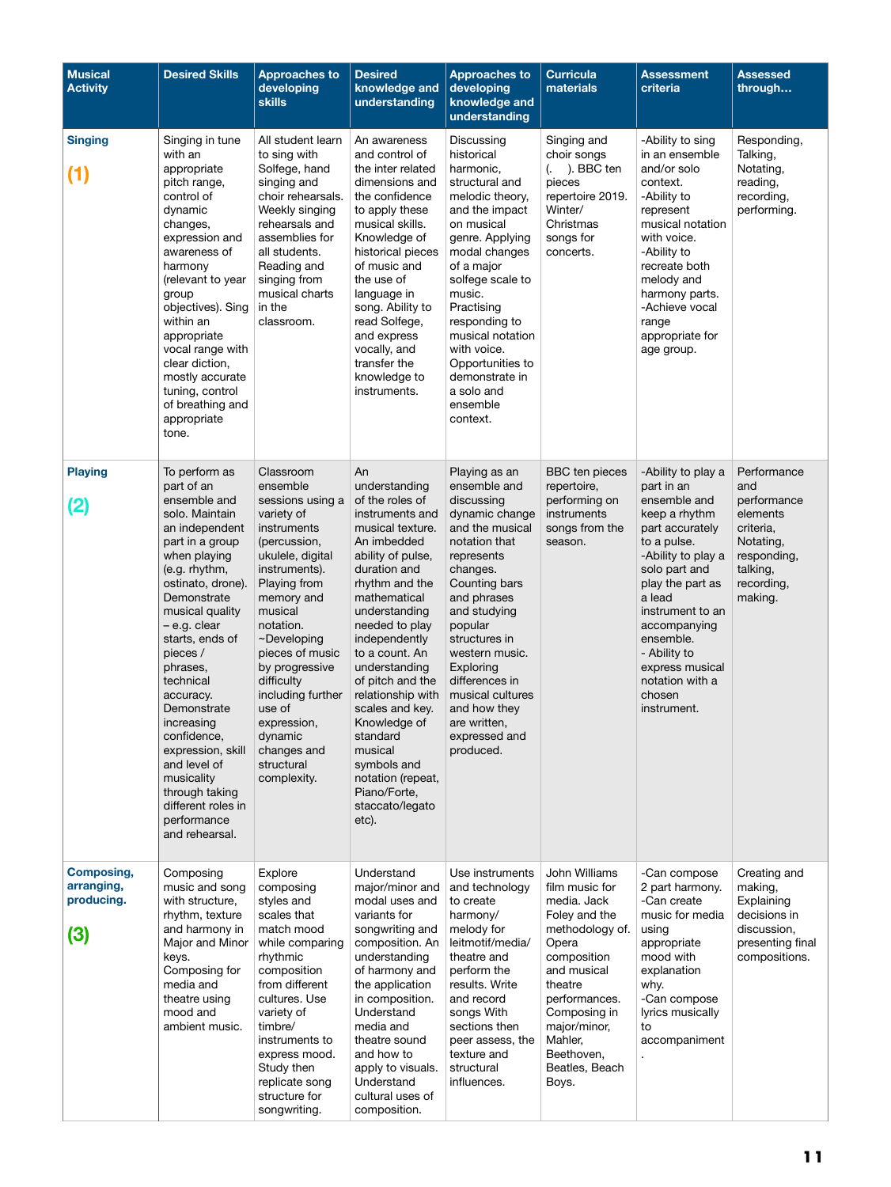| Musical Activity | Desired Skills | Approaches to developing skills | Desired knowledge and understanding | Approaches to developing knowledge and understanding | Curricula materials | Assessment criteria | Assessed through… |
|---|---|---|---|---|---|---|---|
| **Singing** (1) | Singing in tune with an appropriate pitch range, control of dynamic changes, expression and awareness of harmony (relevant to year group objectives). Sing within an appropriate vocal range with clear diction, mostly accurate tuning, control of breathing and appropriate tone. | All student learn to sing with Solfege, hand singing and choir rehearsals. Weekly singing rehearsals and assemblies for all students. Reading and singing from musical charts in the classroom. | An awareness and control of the inter related dimensions and the confidence to apply these musical skills. Knowledge of historical pieces of music and the use of language in song. Ability to read Solfege, and express vocally, and transfer the knowledge to instruments. | Discussing historical harmonic, structural and melodic theory, and the impact on musical genre. Applying modal changes of a major solfege scale to music. Practising responding to musical notation with voice. Opportunities to demonstrate in a solo and ensemble context. | Singing and choir songs (. ). BBC ten pieces repertoire 2019. Winter/ Christmas songs for concerts. | -Ability to sing in an ensemble and/or solo context. -Ability to represent musical notation with voice. -Ability to recreate both melody and harmony parts. -Achieve vocal range appropriate for age group. | Responding, Talking, Notating, reading, recording, performing. |
| **Playing** (2) | To perform as part of an ensemble and solo. Maintain an independent part in a group when playing (e.g. rhythm, ostinato, drone). Demonstrate musical quality – e.g. clear starts, ends of pieces / phrases, technical accuracy. Demonstrate increasing confidence, expression, skill and level of musicality through taking different roles in performance and rehearsal. | Classroom ensemble sessions using a variety of instruments (percussion, ukulele, digital instruments). Playing from memory and musical notation. ~Developing pieces of music by progressive difficulty including further use of expression, dynamic changes and structural complexity. | An understanding of the roles of instruments and musical texture. An imbedded ability of pulse, duration and rhythm and the mathematical understanding needed to play independently to a count. An understanding of pitch and the relationship with scales and key. Knowledge of standard musical symbols and notation (repeat, Piano/Forte, staccato/legato etc). | Playing as an ensemble and discussing dynamic change and the musical notation that represents changes. Counting bars and phrases and studying popular structures in western music. Exploring differences in musical cultures and how they are written, expressed and produced. | BBC ten pieces repertoire, performing on instruments songs from the season. | -Ability to play a part in an ensemble and keep a rhythm part accurately to a pulse. -Ability to play a solo part and play the part as a lead instrument to an accompanying ensemble. - Ability to express musical notation with a chosen instrument. | Performance and performance elements criteria, Notating, responding, talking, recording, making. |
| **Composing, arranging, producing.** (3) | Composing music and song with structure, rhythm, texture and harmony in Major and Minor keys. Composing for media and theatre using mood and ambient music. | Explore composing styles and scales that match mood while comparing rhythmic composition from different cultures. Use variety of timbre/ instruments to express mood. Study then replicate song structure for songwriting. | Understand major/minor and modal uses and variants for songwriting and composition. An understanding of harmony and the application in composition. Understand media and theatre sound and how to apply to visuals. Understand cultural uses of composition. | Use instruments and technology to create harmony/ melody for leitmotif/media/ theatre and perform the results. Write and record songs With sections then peer assess, the texture and structural influences. | John Williams film music for media. Jack Foley and the methodology of. Opera composition and musical theatre performances. Composing in major/minor, Mahler, Beethoven, Beatles, Beach Boys. | -Can compose 2 part harmony. -Can create music for media using appropriate mood with explanation why. -Can compose lyrics musically to accompaniment . | Creating and making, Explaining decisions in discussion, presenting final compositions. |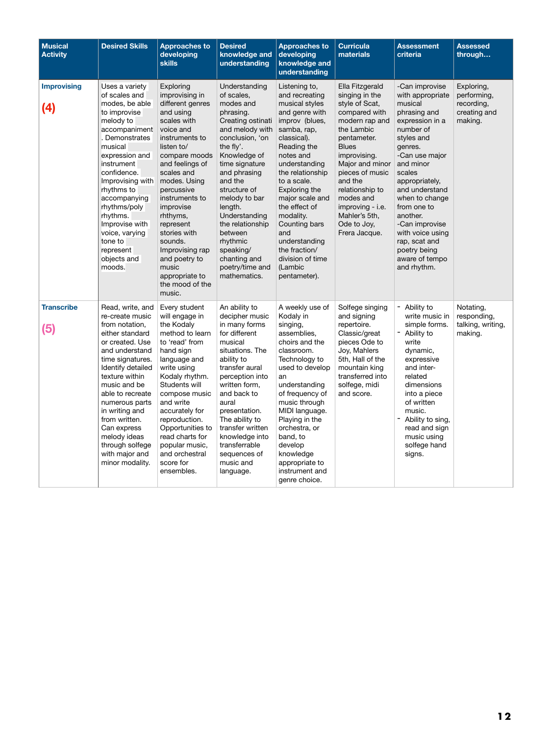| Musical Activity | Desired Skills | Approaches to developing skills | Desired knowledge and understanding | Approaches to developing knowledge and understanding | Curricula materials | Assessment criteria | Assessed through… |
|---|---|---|---|---|---|---|---|
| **Improvising** (4) | Uses a variety of scales and modes, be able to improvise melody to accompaniment. Demonstrates musical expression and instrument confidence. Improvising with rhythms to accompanying rhythms/poly rhythms. Improvise with voice, varying tone to represent objects and moods. | Exploring improvising in different genres and using scales with voice and instruments to listen to/ compare moods and feelings of scales and modes. Using percussive instruments to improvise rhthyms, represent stories with sounds. Improvising rap and poetry to music appropriate to the mood of the music. | Understanding of scales, modes and phrasing. Creating ostinati and melody with conclusion, 'on the fly'. Knowledge of time signature and phrasing and the structure of melody to bar length. Understanding the relationship between rhythmic speaking/ chanting and poetry/time and mathematics. | Listening to, and recreating musical styles and genre with improv (blues, samba, rap, classical). Reading the notes and understanding the relationship to a scale. Exploring the major scale and the effect of modality. Counting bars and understanding the fraction/ division of time (Lambic pentameter). | Ella Fitzgerald singing in the style of Scat, compared with modern rap and the Lambic pentameter. Blues improvising. Major and minor pieces of music and the relationship to modes and improving - i.e. Mahler's 5th, Ode to Joy, Frera Jacque. | -Can improvise with appropriate musical phrasing and expression in a number of styles and genres.<br>-Can use major and minor scales appropriately, and understand when to change from one to another.<br>-Can improvise with voice using rap, scat and poetry being aware of tempo and rhythm. | Exploring, performing, recording, creating and making. |
| **Transcribe** (5) | Read, write, and re-create music from notation, either standard or created. Use and understand time signatures. Identify detailed texture within music and be able to recreate numerous parts in writing and from written. Can express melody ideas through solfege with major and minor modality. | Every student will engage in the Kodaly method to learn to 'read' from hand sign language and write using Kodaly rhythm. Students will compose music and write accurately for reproduction. Opportunities to read charts for popular music, and orchestral score for ensembles. | An ability to decipher music in many forms for different musical situations. The ability to transfer aural perception into written form, and back to aural presentation. The ability to transfer written knowledge into transferrable sequences of music and language. | A weekly use of Kodaly in singing, assemblies, choirs and the classroom. Technology to used to develop an understanding of frequency of music through MIDI language. Playing in the orchestra, or band, to develop knowledge appropriate to instrument and genre choice. | Solfege singing and signing repertoire. Classic/great pieces Ode to Joy, Mahlers 5th, Hall of the mountain king transferred into solfege, midi and score. | - Ability to write music in simple forms.<br>- Ability to write dynamic, expressive and inter-related dimensions into a piece of written music.<br>- Ability to sing, read and sign music using solfege hand signs. | Notating, responding, talking, writing, making. |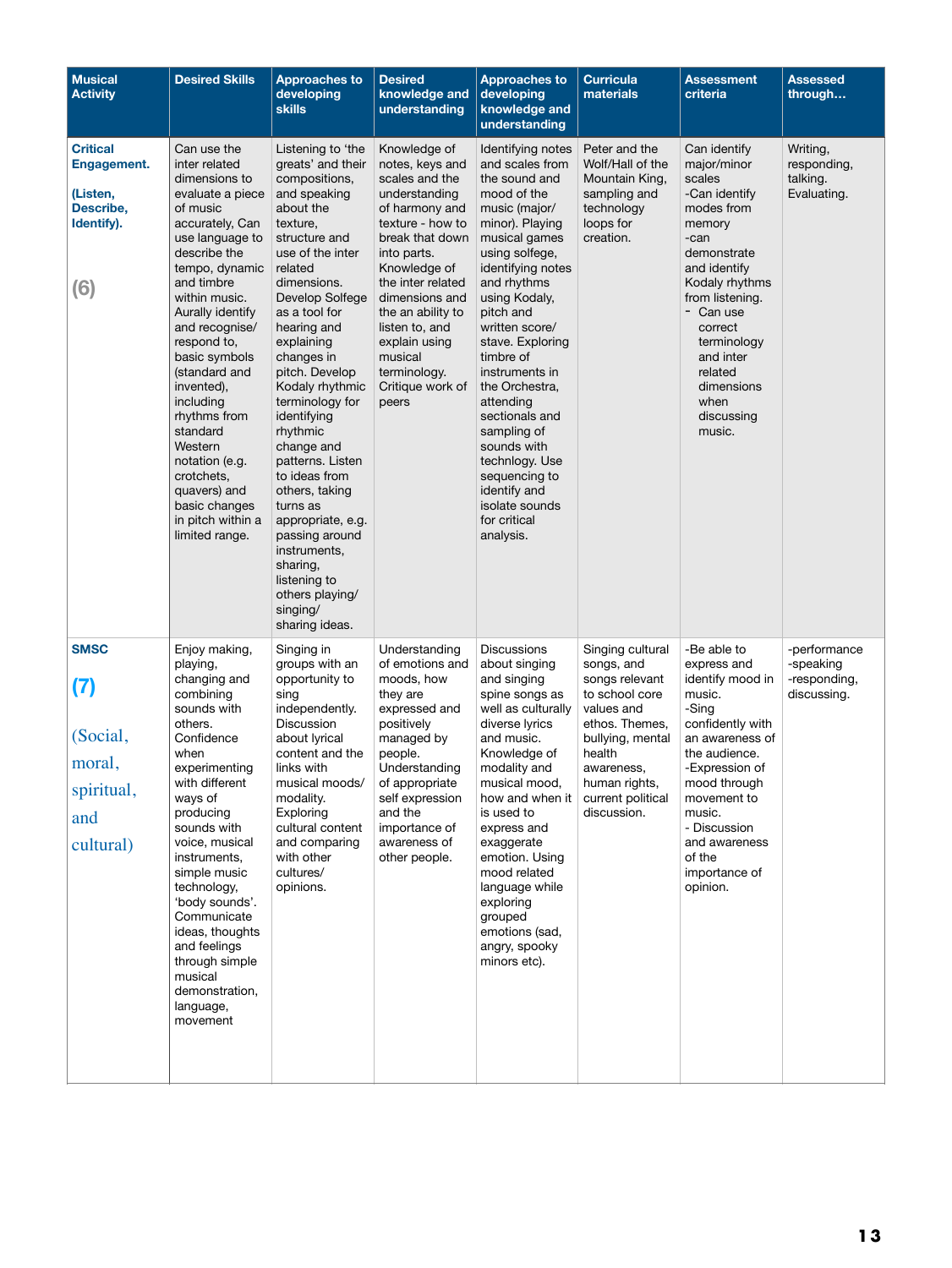| Musical Activity | Desired Skills | Approaches to developing skills | Desired knowledge and understanding | Approaches to developing knowledge and understanding | Curricula materials | Assessment criteria | Assessed through… |
|---|---|---|---|---|---|---|---|
| **Critical Engagement.** **(Listen, Describe, Identify).** (6) | Can use the inter related dimensions to evaluate a piece of music accurately, Can use language to describe the tempo, dynamic and timbre within music. Aurally identify and recognise/ respond to, basic symbols (standard and invented), including rhythms from standard Western notation (e.g. crotchets, quavers) and basic changes in pitch within a limited range. | Listening to 'the greats' and their compositions, and speaking about the texture, structure and use of the inter related dimensions. Develop Solfege as a tool for hearing and explaining changes in pitch. Develop Kodaly rhythmic terminology for identifying rhythmic change and patterns. Listen to ideas from others, taking turns as appropriate, e.g. passing around instruments, sharing, listening to others playing/ singing/ sharing ideas. | Knowledge of notes, keys and scales and the understanding of harmony and texture - how to break that down into parts. Knowledge of the inter related dimensions and the an ability to listen to, and explain using musical terminology. Critique work of peers | Identifying notes and scales from the sound and mood of the music (major/ minor). Playing musical games using solfege, identifying notes and rhythms using Kodaly, pitch and written score/ stave. Exploring timbre of instruments in the Orchestra, attending sectionals and sampling of sounds with technlogy. Use sequencing to identify and isolate sounds for critical analysis. | Peter and the Wolf/Hall of the Mountain King, sampling and technology loops for creation. | Can identify major/minor scales -Can identify modes from memory -can demonstrate and identify Kodaly rhythms from listening. - Can use correct terminology and inter related dimensions when discussing music. | Writing, responding, talking. Evaluating. |
| **SMSC** (7) (Social, moral, spiritual, and cultural) | Enjoy making, playing, changing and combining sounds with others. Confidence when experimenting with different ways of producing sounds with voice, musical instruments, simple music technology, 'body sounds'. Communicate ideas, thoughts and feelings through simple musical demonstration, language, movement | Singing in groups with an opportunity to sing independently. Discussion about lyrical content and the links with musical moods/ modality. Exploring cultural content and comparing with other cultures/ opinions. | Understanding of emotions and moods, how they are expressed and positively managed by people. Understanding of appropriate self expression and the importance of awareness of other people. | Discussions about singing and singing spine songs as well as culturally diverse lyrics and music. Knowledge of modality and musical mood, how and when it is used to express and exaggerate emotion. Using mood related language while exploring grouped emotions (sad, angry, spooky minors etc). | Singing cultural songs, and songs relevant to school core values and ethos. Themes, bullying, mental health awareness, human rights, current political discussion. | -Be able to express and identify mood in music. -Sing confidently with an awareness of the audience. -Expression of mood through movement to music. - Discussion and awareness of the importance of opinion. | -performance -speaking -responding, discussing. |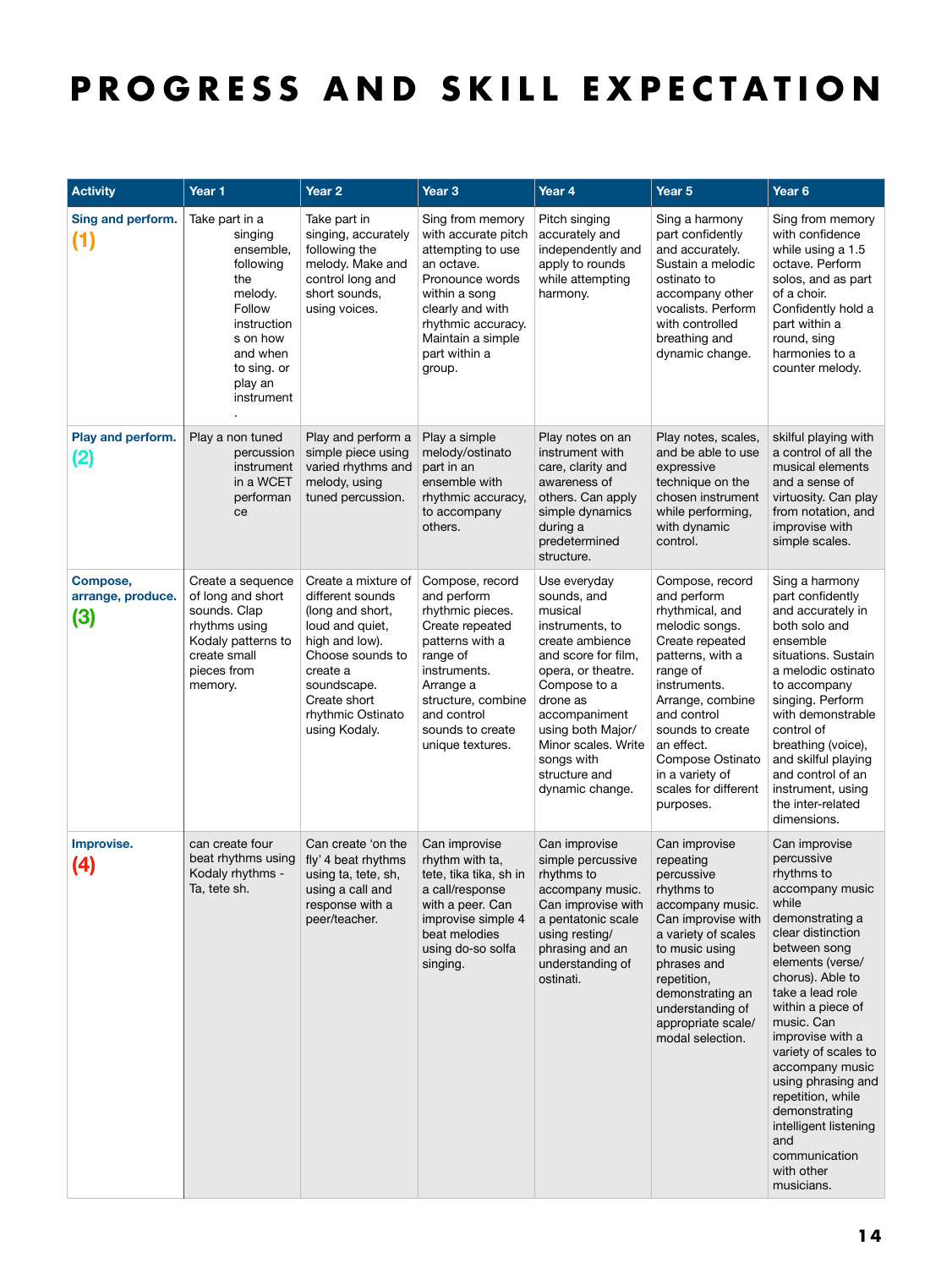# PROGRESS AND SKILL EXPECTATION

| Activity | Year 1 | Year 2 | Year 3 | Year 4 | Year 5 | Year 6 |
|---|---|---|---|---|---|---|
| **Sing and perform. (1)** | Take part in a singing ensemble, following the melody. Follow instructions on how and when to sing. or play an instrument. | Take part in singing, accurately following the melody. Make and control long and short sounds, using voices. | Sing from memory with accurate pitch attempting to use an octave. Pronounce words within a song clearly and with rhythmic accuracy. Maintain a simple part within a group. | Pitch singing accurately and independently and apply to rounds while attempting harmony. | Sing a harmony part confidently and accurately. Sustain a melodic ostinato to accompany other vocalists. Perform with controlled breathing and dynamic change. | Sing from memory with confidence while using a 1.5 octave. Perform solos, and as part of a choir. Confidently hold a part within a round, sing harmonies to a counter melody. |
| **Play and perform. (2)** | Play a non tuned percussion instrument in a WCET performance | Play and perform a simple piece using varied rhythms and melody, using tuned percussion. | Play a simple melody/ostinato part in an ensemble with rhythmic accuracy, to accompany others. | Play notes on an instrument with care, clarity and awareness of others. Can apply simple dynamics during a predetermined structure. | Play notes, scales, and be able to use expressive technique on the chosen instrument while performing, with dynamic control. | skilful playing with a control of all the musical elements and a sense of virtuosity. Can play from notation, and improvise with simple scales. |
| **Compose, arrange, produce. (3)** | Create a sequence of long and short sounds. Clap rhythms using Kodaly patterns to create small pieces from memory. | Create a mixture of different sounds (long and short, loud and quiet, high and low). Choose sounds to create a soundscape. Create short rhythmic Ostinato using Kodaly. | Compose, record and perform rhythmic pieces. Create repeated patterns with a range of instruments. Arrange a structure, combine and control sounds to create unique textures. | Use everyday sounds, and musical instruments, to create ambience and score for film, opera, or theatre. Compose to a drone as accompaniment using both Major/ Minor scales. Write songs with structure and dynamic change. | Compose, record and perform rhythmical, and melodic songs. Create repeated patterns, with a range of instruments. Arrange, combine and control sounds to create an effect. Compose Ostinato in a variety of scales for different purposes. | Sing a harmony part confidently and accurately in both solo and ensemble situations. Sustain a melodic ostinato to accompany singing. Perform with demonstrable control of breathing (voice), and skilful playing and control of an instrument, using the inter-related dimensions. |
| **Improvise. (4)** | can create four beat rhythms using Kodaly rhythms - Ta, tete sh. | Can create 'on the fly' 4 beat rhythms using ta, tete, sh, using a call and response with a peer/teacher. | Can improvise rhythm with ta, tete, tika tika, sh in a call/response with a peer. Can improvise simple 4 beat melodies using do-so solfa singing. | Can improvise simple percussive rhythms to accompany music. Can improvise with a pentatonic scale using resting/ phrasing and an understanding of ostinati. | Can improvise repeating percussive rhythms to accompany music. Can improvise with a variety of scales to music using phrases and repetition, demonstrating an understanding of appropriate scale/ modal selection. | Can improvise percussive rhythms to accompany music while demonstrating a clear distinction between song elements (verse/ chorus). Able to take a lead role within a piece of music. Can improvise with a variety of scales to accompany music using phrasing and repetition, while demonstrating intelligent listening and communication with other musicians. |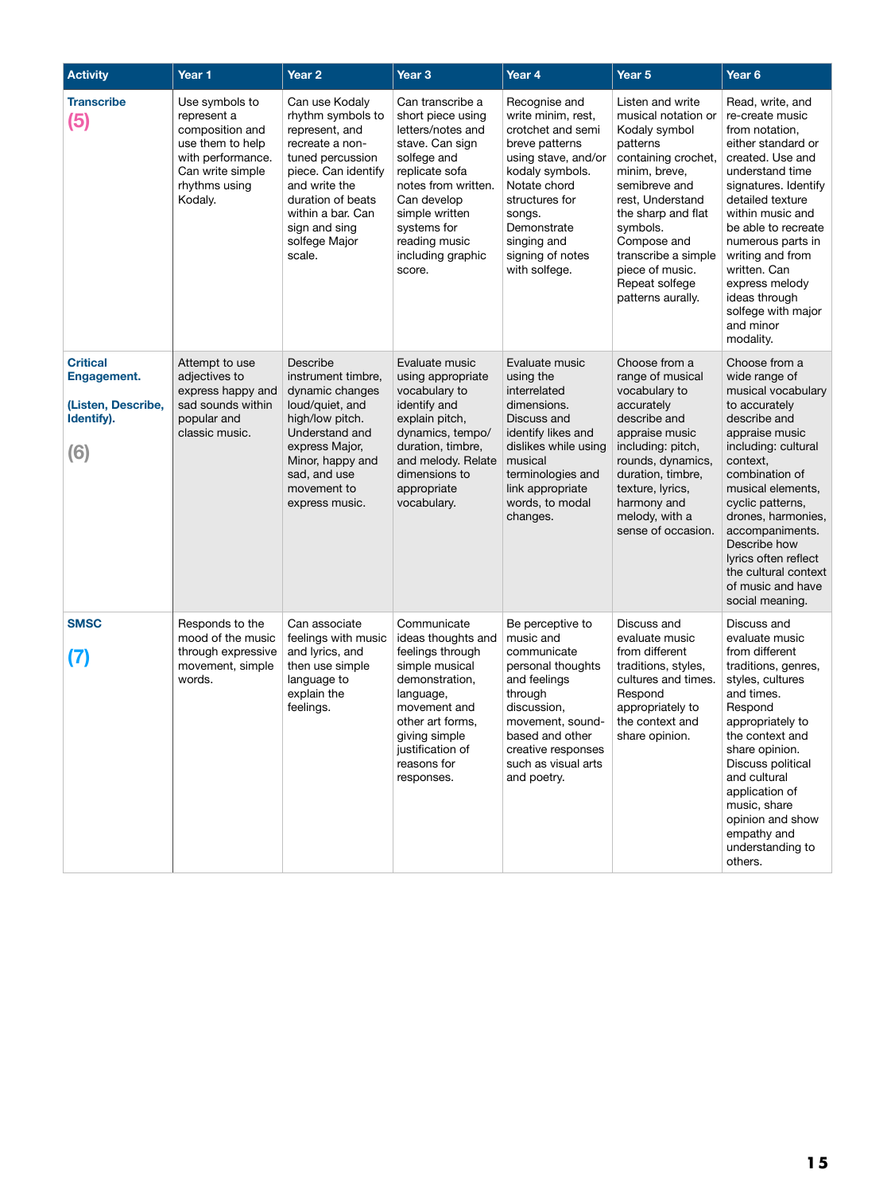| Activity | Year 1 | Year 2 | Year 3 | Year 4 | Year 5 | Year 6 |
|---|---|---|---|---|---|---|
| **Transcribe** (5) | Use symbols to represent a composition and use them to help with performance. Can write simple rhythms using Kodaly. | Can use Kodaly rhythm symbols to represent, and recreate a non-tuned percussion piece. Can identify and write the duration of beats within a bar. Can sign and sing solfege Major scale. | Can transcribe a short piece using letters/notes and stave. Can sign solfege and replicate sofa notes from written. Can develop simple written systems for reading music including graphic score. | Recognise and write minim, rest, crotchet and semi breve patterns using stave, and/or kodaly symbols. Notate chord structures for songs. Demonstrate singing and signing of notes with solfege. | Listen and write musical notation or Kodaly symbol patterns containing crochet, minim, breve, semibreve and rest, Understand the sharp and flat symbols. Compose and transcribe a simple piece of music. Repeat solfege patterns aurally. | Read, write, and re-create music from notation, either standard or created. Use and understand time signatures. Identify detailed texture within music and be able to recreate numerous parts in writing and from written. Can express melody ideas through solfege with major and minor modality. |
| **Critical Engagement.** **(Listen, Describe, Identify).** (6) | Attempt to use adjectives to express happy and sad sounds within popular and classic music. | Describe instrument timbre, dynamic changes loud/quiet, and high/low pitch. Understand and express Major, Minor, happy and sad, and use movement to express music. | Evaluate music using appropriate vocabulary to identify and explain pitch, dynamics, tempo/ duration, timbre, and melody. Relate dimensions to appropriate vocabulary. | Evaluate music using the interrelated dimensions. Discuss and identify likes and dislikes while using musical terminologies and link appropriate words, to modal changes. | Choose from a range of musical vocabulary to accurately describe and appraise music including: pitch, rounds, dynamics, duration, timbre, texture, lyrics, harmony and melody, with a sense of occasion. | Choose from a wide range of musical vocabulary to accurately describe and appraise music including: cultural context, combination of musical elements, cyclic patterns, drones, harmonies, accompaniments. Describe how lyrics often reflect the cultural context of music and have social meaning. |
| **SMSC** (7) | Responds to the mood of the music through expressive movement, simple words. | Can associate feelings with music and lyrics, Major, and then use simple language to explain the feelings. | Communicate ideas thoughts and feelings through simple musical demonstration, language, movement and other art forms, giving simple justification of reasons for responses. | Be perceptive to music and communicate personal thoughts and feelings through discussion, movement, sound-based and other creative responses such as visual arts and poetry. | Discuss and evaluate music from different traditions, styles, cultures and times. Respond appropriately to the context and share opinion. | Discuss and evaluate music from different traditions, genres, styles, cultures and times. Respond appropriately to the context and share opinion. Discuss political and cultural application of music, share opinion and show empathy and understanding to others. |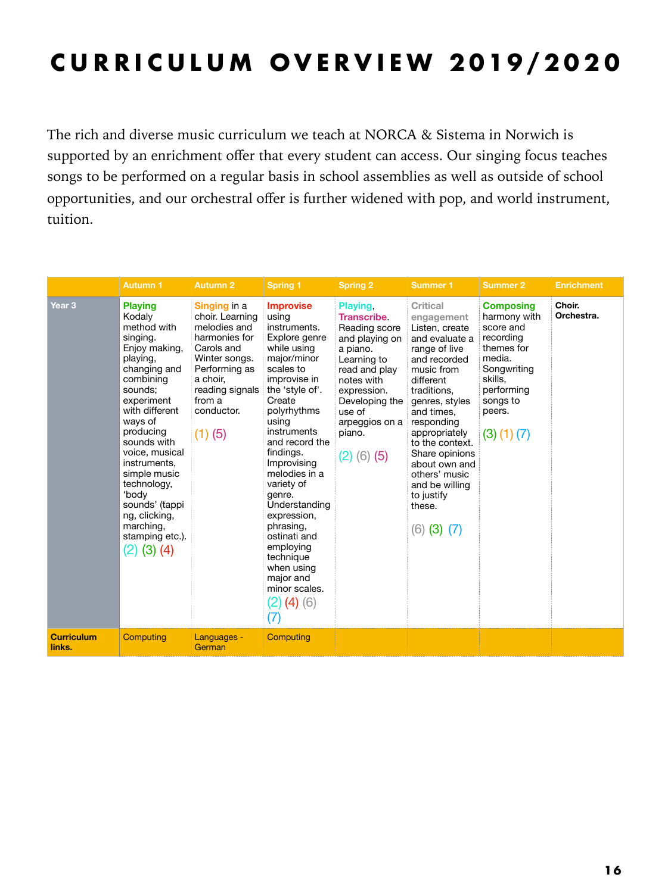# CURRICULUM OVERVIEW 2019/2020

The rich and diverse music curriculum we teach at NORCA & Sistema in Norwich is supported by an enrichment offer that every student can access. Our singing focus teaches songs to be performed on a regular basis in school assemblies as well as outside of school opportunities, and our orchestral offer is further widened with pop, and world instrument, tuition.

| | Autumn 1 | Autumn 2 | Spring 1 | Spring 2 | Summer 1 | Summer 2 | Enrichment |
|---|---|---|---|---|---|---|---|
| Year 3 | **Playing** Kodaly method with singing. Enjoy making, playing, changing and combining sounds; experiment with different ways of producing sounds with voice, musical instruments, simple music technology, 'body sounds' (tapping, clicking, marching, stamping etc.). (2) (3) (4) | **Singing** in a choir. Learning melodies and harmonies for Carols and Winter songs. Performing as a choir, reading signals from a conductor. (1) (5) | **Improvise** using instruments. Explore genre while using major/minor scales to improvise in the 'style of'. Create polyrhythms using instruments and record the findings. Improvising melodies in a variety of genre. Understanding expression, phrasing, ostinati and employing technique when using major and minor scales. (2) (4) (6) (7) | **Playing**, **Transcribe**. Reading score and playing on a piano. Learning to read and play notes with expression. Developing the use of arpeggios on a piano. (2) (6) (5) | **Critical engagement** Listen, create and evaluate a range of live and recorded music from different traditions, genres, styles and times, responding appropriately to the context. Share opinions about own and others' music and be willing to justify these. (6) (3) (7) | **Composing** harmony with score and recording themes for media. Songwriting skills, performing songs to peers. (3) (1) (7) | **Choir. Orchestra.** |
| **Curriculum links.** | Computing | Languages - German | Computing | | | | |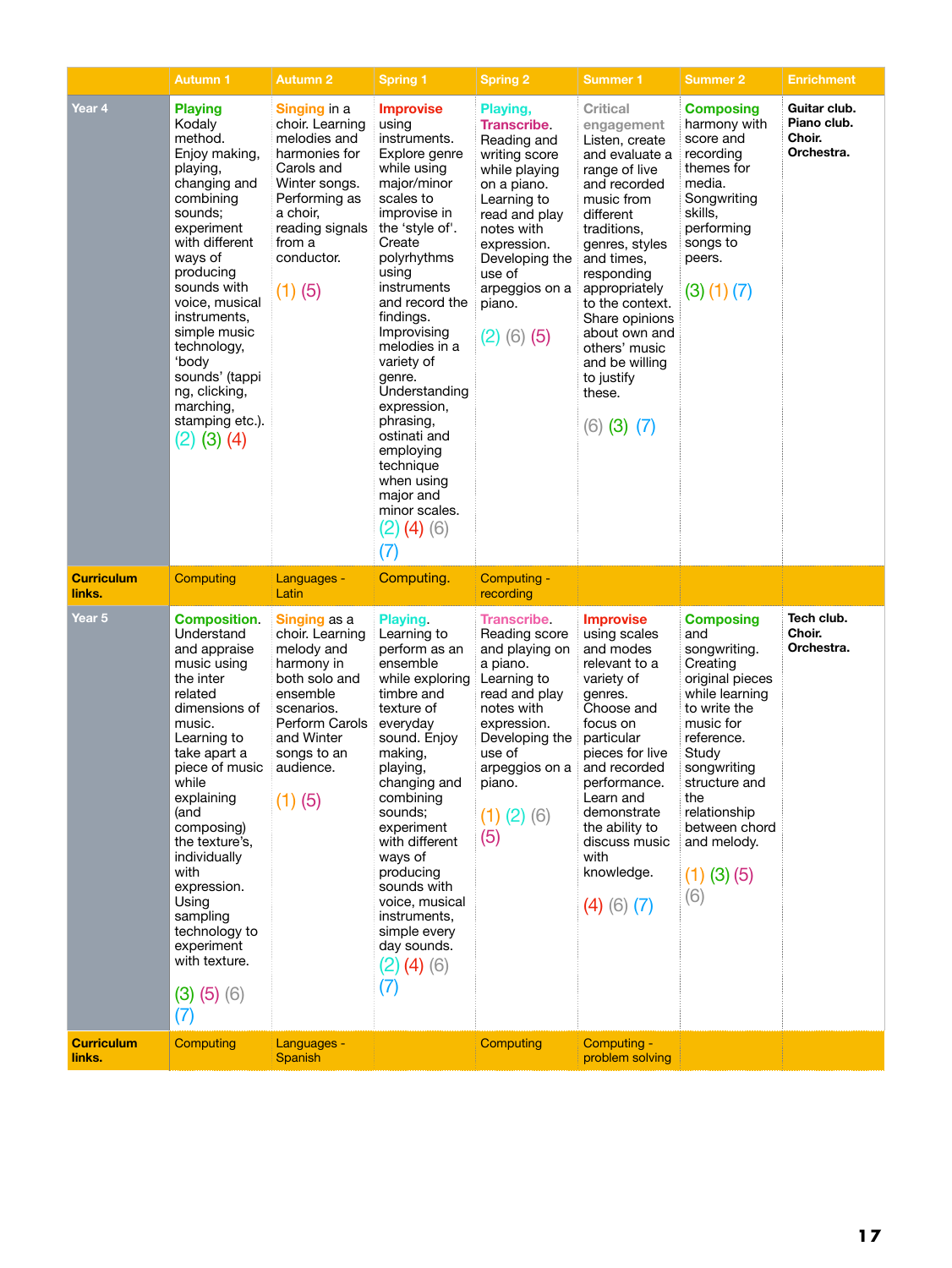| | Autumn 1 | Autumn 2 | Spring 1 | Spring 2 | Summer 1 | Summer 2 | Enrichment |
|---|---|---|---|---|---|---|---|
| Year 4 | **Playing** Kodaly method. Enjoy making, playing, changing and combining sounds; experiment with different ways of producing sounds with voice, musical instruments, simple music technology, 'body sounds' (tapping, clicking, marching, stamping etc.). (2) (3) (4) | **Singing** in a choir. Learning melodies and harmonies for Carols and Winter songs. Performing as a choir, reading signals from a conductor. (1) (5) | **Improvise** using instruments. Explore genre while using major/minor scales to improvise in the 'style of'. Create polyrhythms using instruments and record the findings. Improvising melodies in a variety of genre. Understanding expression, phrasing, ostinati and employing technique when using major and minor scales. (2) (4) (6) (7) | **Playing, Transcribe**. Reading and writing score while playing on a piano. Learning to read and play notes with expression. Developing the use of arpeggios on a piano. (2) (6) (5) | **Critical engagement** Listen, create and evaluate a range of live and recorded music from different traditions, genres, styles and times, responding appropriately to the context. Share opinions about own and others' music and be willing to justify these. (6) (3) (7) | **Composing** harmony with score and recording themes for media. Songwriting skills, performing songs to peers. (3) (1) (7) | **Guitar club. Piano club. Choir. Orchestra.** |
| **Curriculum links.** | Computing | Languages - Latin | Computing. | Computing - recording | | | |
| Year 5 | **Composition**. Understand and appraise music using the inter related dimensions of music. Learning to take apart a piece of music while explaining (and composing) the texture's, individually with expression. Using sampling technology to experiment with texture. (3) (5) (6) (7) | **Singing** as a choir. Learning melody and harmony in both solo and ensemble scenarios. Perform Carols and Winter songs to an audience. (1) (5) | **Playing**. Learning to perform as an ensemble while exploring timbre and texture of everyday sound. Enjoy making, playing, changing and combining sounds; experiment with different ways of producing sounds with voice, musical instruments, simple every day sounds. (2) (4) (6) (7) | **Transcribe**. Reading score and playing on a piano. Learning to read and play notes with expression. Developing the use of arpeggios on a piano. (1) (2) (6) (5) | **Improvise** using scales and modes relevant to a variety of genres. Choose and focus on particular pieces for live and recorded performance. Learn and demonstrate the ability to discuss music with knowledge. (4) (6) (7) | **Composing** and songwriting. Creating original pieces while learning to write the music for reference. Study songwriting structure and the relationship between chord and melody. (1) (3) (5) (6) | **Tech club. Choir. Orchestra.** |
| **Curriculum links.** | Computing | Languages - Spanish | | Computing | Computing - problem solving | | |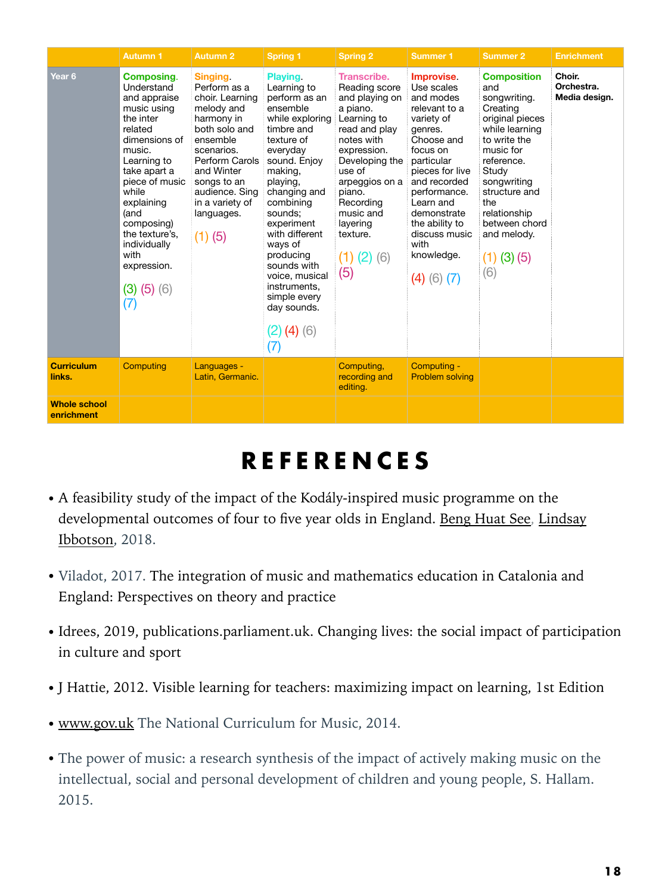| | Autumn 1 | Autumn 2 | Spring 1 | Spring 2 | Summer 1 | Summer 2 | Enrichment |
|---|---|---|---|---|---|---|---|
| Year 6 | **Composing.** Understand and appraise music using the inter related dimensions of music. Learning to take apart a piece of music while explaining (and composing) the texture's, individually with expression. (3) (5) (6) (7) | **Singing.** Perform as a choir. Learning melody and harmony in both solo and ensemble scenarios. Perform Carols and Winter songs to an audience. Sing in a variety of languages. (1) (5) | **Playing.** Learning to perform as an ensemble while exploring timbre and texture of everyday sound. Enjoy making, playing, changing and combining sounds; experiment with different ways of producing sounds with voice, musical instruments, simple every day sounds. (2) (4) (6) (7) | **Transcribe.** Reading score and playing on a piano. Learning to read and play notes with expression. Developing the use of arpeggios on a piano. Recording music and layering texture. (1) (2) (6) (5) | **Improvise.** Use scales and modes relevant to a variety of genres. Choose and focus on particular pieces for live and recorded performance. Learn and demonstrate the ability to discuss music with knowledge. (4) (6) (7) | **Composition** and songwriting. Creating original pieces while learning to write the music for reference. Study songwriting structure and the relationship between chord and melody. (1) (3) (5) (6) | **Choir. Orchestra. Media design.** |
| **Curriculum links.** | Computing | Languages - Latin, Germanic. | | Computing, recording and editing. | Computing - Problem solving | | |
| **Whole school enrichment** | | | | | | | |

# REFERENCES

- A feasibility study of the impact of the Kodály-inspired music programme on the developmental outcomes of four to five year olds in England. Beng Huat See, Lindsay Ibbotson, 2018.
- Viladot, 2017. The integration of music and mathematics education in Catalonia and England: Perspectives on theory and practice
- Idrees, 2019, publications.parliament.uk. Changing lives: the social impact of participation in culture and sport
- J Hattie, 2012. Visible learning for teachers: maximizing impact on learning, 1st Edition
- www.gov.uk The National Curriculum for Music, 2014.
- The power of music: a research synthesis of the impact of actively making music on the intellectual, social and personal development of children and young people, S. Hallam. 2015.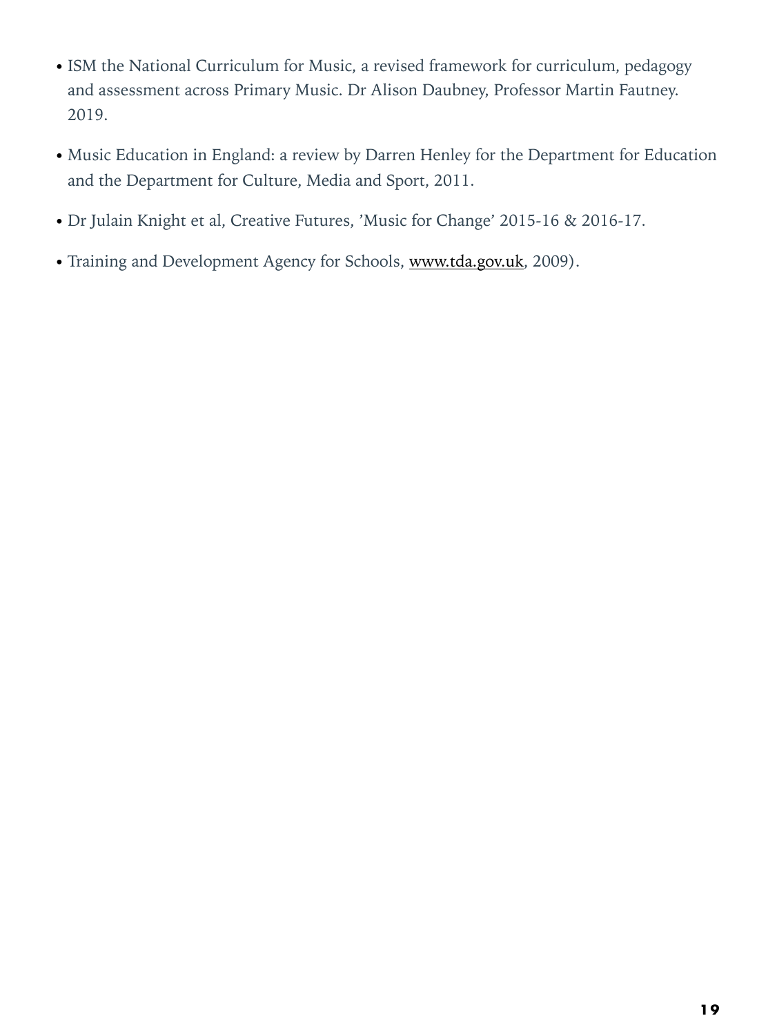- ISM the National Curriculum for Music, a revised framework for curriculum, pedagogy and assessment across Primary Music. Dr Alison Daubney, Professor Martin Fautney. 2019.
- Music Education in England: a review by Darren Henley for the Department for Education and the Department for Culture, Media and Sport, 2011.
- Dr Julain Knight et al, Creative Futures, 'Music for Change' 2015-16 & 2016-17.
- Training and Development Agency for Schools, www.tda.gov.uk, 2009).